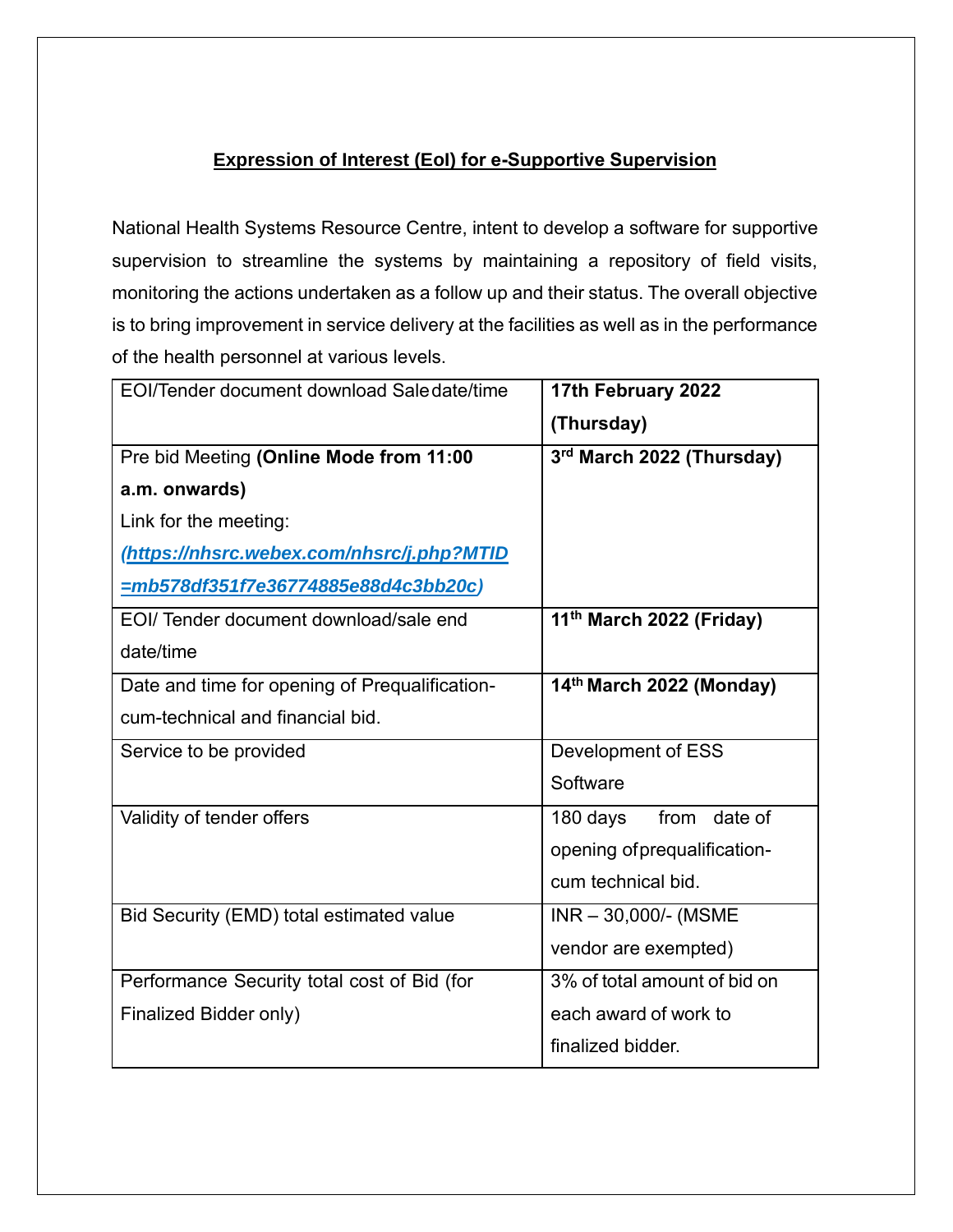# Expression of Interest (EoI) for e-Supportive Supervision

National Health Systems Resource Centre, intent to develop a software for supportive supervision to streamline the systems by maintaining a repository of field visits, monitoring the actions undertaken as a follow up and their status. The overall objective is to bring improvement in service delivery at the facilities as well as in the performance of the health personnel at various levels.

| | |
|---|---|
| EOI/Tender document download Sale date/time | **17th February 2022 (Thursday)** |
| Pre bid Meeting **(Online Mode from 11:00 a.m. onwards)**<br>Link for the meeting:<br>***(https://nhsrc.webex.com/nhsrc/j.php?MTID=mb578df351f7e36774885e88d4c3bb20c)*** | **3rd March 2022 (Thursday)** |
| EOI/ Tender document download/sale end date/time | **11th March 2022 (Friday)** |
| Date and time for opening of Prequalification-cum-technical and financial bid. | **14th March 2022 (Monday)** |
| Service to be provided | Development of ESS Software |
| Validity of tender offers | 180 days from date of opening of prequalification-cum technical bid. |
| Bid Security (EMD) total estimated value | INR – 30,000/- (MSME vendor are exempted) |
| Performance Security total cost of Bid (for Finalized Bidder only) | 3% of total amount of bid on each award of work to finalized bidder. |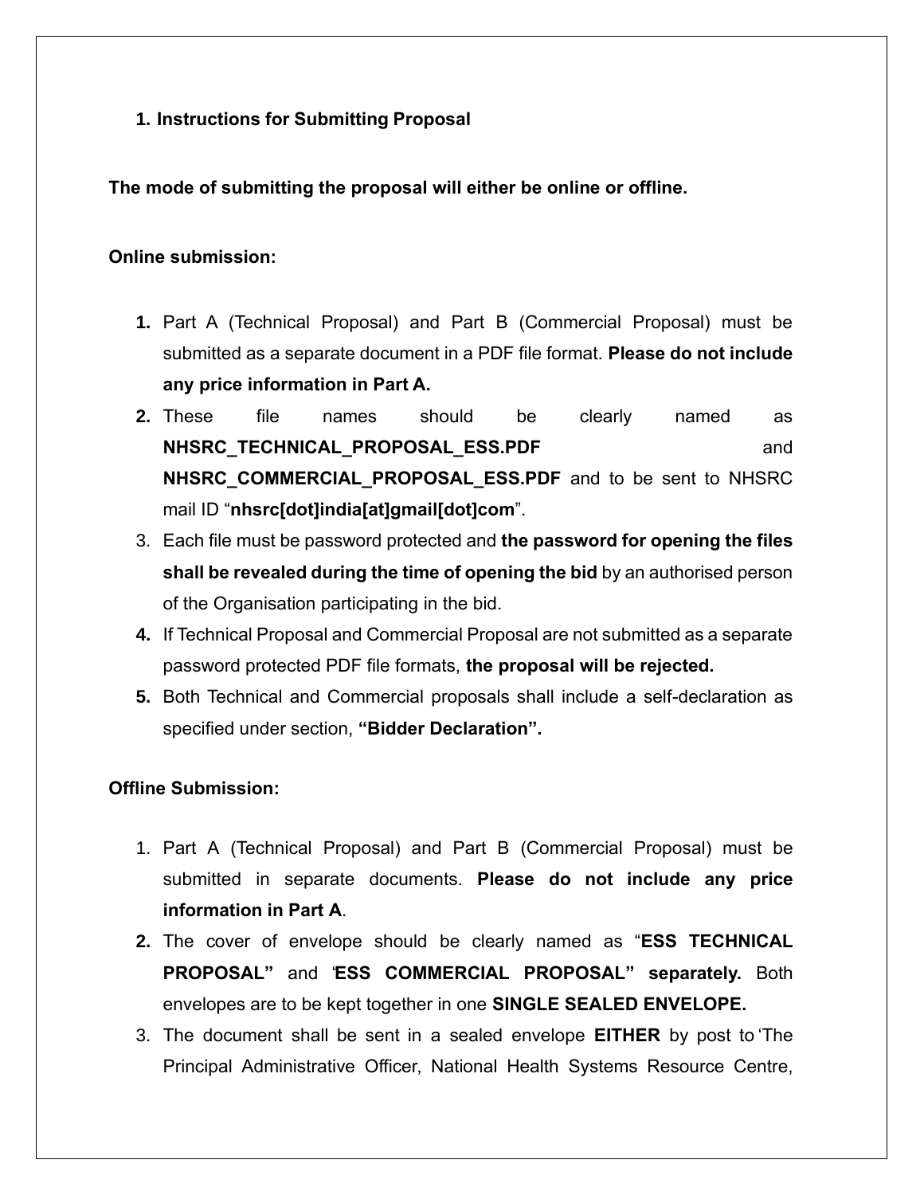1. **Instructions for Submitting Proposal**

**The mode of submitting the proposal will either be online or offline.**

**Online submission:**

1. Part A (Technical Proposal) and Part B (Commercial Proposal) must be submitted as a separate document in a PDF file format. **Please do not include any price information in Part A.**
2. These file names should be clearly named as **NHSRC_TECHNICAL_PROPOSAL_ESS.PDF** and **NHSRC_COMMERCIAL_PROPOSAL_ESS.PDF** and to be sent to NHSRC mail ID "**nhsrc[dot]india[at]gmail[dot]com**".
3. Each file must be password protected and **the password for opening the files shall be revealed during the time of opening the bid** by an authorised person of the Organisation participating in the bid.
4. If Technical Proposal and Commercial Proposal are not submitted as a separate password protected PDF file formats, **the proposal will be rejected.**
5. Both Technical and Commercial proposals shall include a self-declaration as specified under section, **"Bidder Declaration".**

**Offline Submission:**

1. Part A (Technical Proposal) and Part B (Commercial Proposal) must be submitted in separate documents. **Please do not include any price information in Part A**.
2. The cover of envelope should be clearly named as "**ESS TECHNICAL PROPOSAL"** and '**ESS COMMERCIAL PROPOSAL" separately.** Both envelopes are to be kept together in one **SINGLE SEALED ENVELOPE.**
3. The document shall be sent in a sealed envelope **EITHER** by post to 'The Principal Administrative Officer, National Health Systems Resource Centre,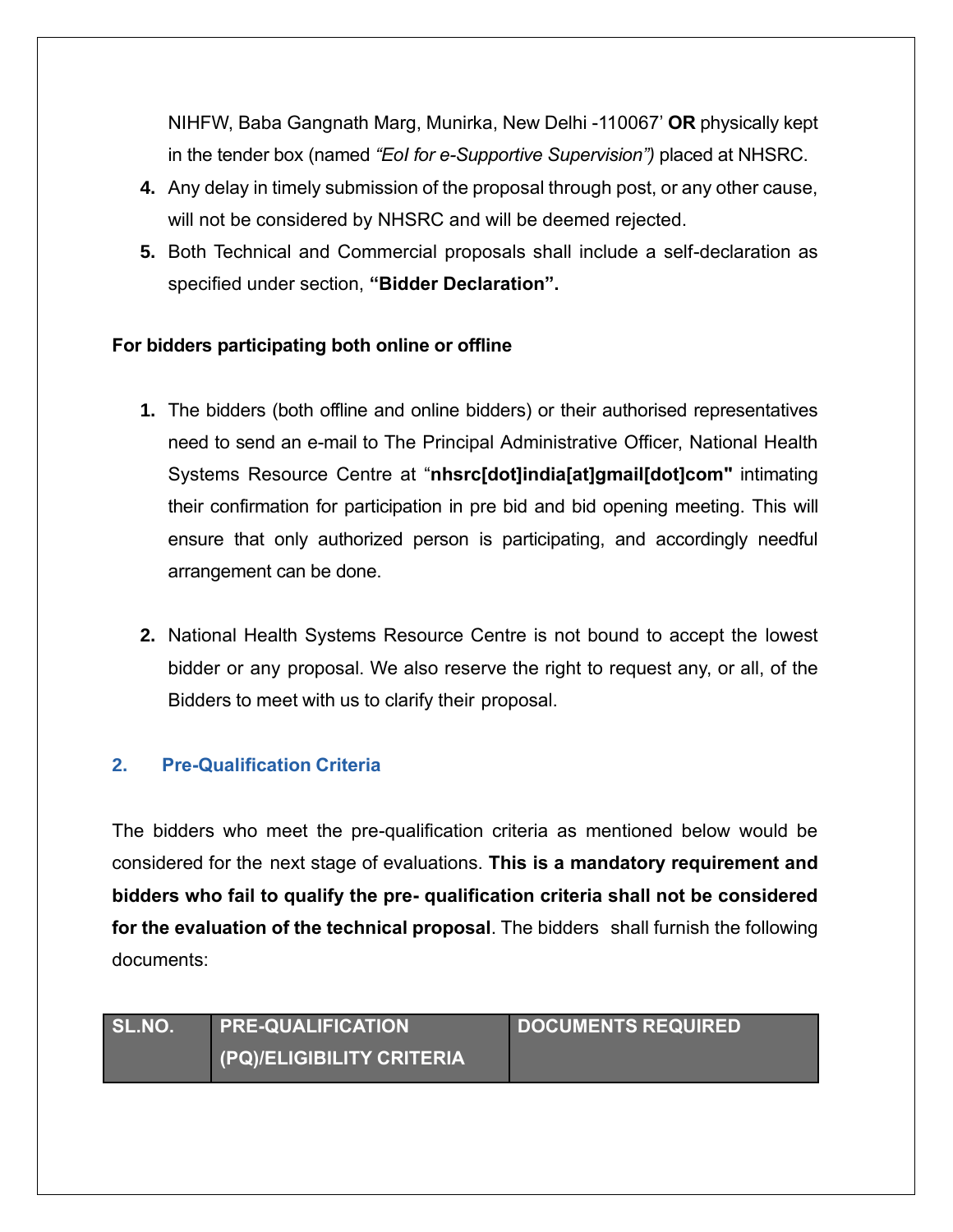NIHFW, Baba Gangnath Marg, Munirka, New Delhi -110067' **OR** physically kept in the tender box (named *"EoI for e-Supportive Supervision")* placed at NHSRC.

4. Any delay in timely submission of the proposal through post, or any other cause, will not be considered by NHSRC and will be deemed rejected.
5. Both Technical and Commercial proposals shall include a self-declaration as specified under section, **"Bidder Declaration".**

**For bidders participating both online or offline**

1. The bidders (both offline and online bidders) or their authorised representatives need to send an e-mail to The Principal Administrative Officer, National Health Systems Resource Centre at "**nhsrc[dot]india[at]gmail[dot]com"** intimating their confirmation for participation in pre bid and bid opening meeting. This will ensure that only authorized person is participating, and accordingly needful arrangement can be done.

2. National Health Systems Resource Centre is not bound to accept the lowest bidder or any proposal. We also reserve the right to request any, or all, of the Bidders to meet with us to clarify their proposal.

## 2. Pre-Qualification Criteria

The bidders who meet the pre-qualification criteria as mentioned below would be considered for the next stage of evaluations. **This is a mandatory requirement and bidders who fail to qualify the pre- qualification criteria shall not be considered for the evaluation of the technical proposal**. The bidders shall furnish the following documents:

| SL.NO. | PRE-QUALIFICATION (PQ)/ELIGIBILITY CRITERIA | DOCUMENTS REQUIRED |
|---|---|---|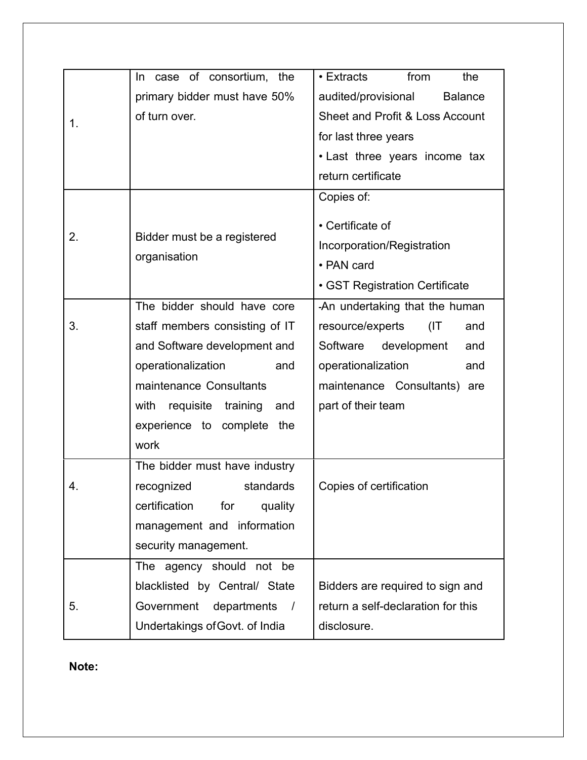| 1. | In case of consortium, the primary bidder must have 50% of turn over. | • Extracts from the audited/provisional Balance Sheet and Profit & Loss Account for last three years<br>• Last three years income tax return certificate |
|---|---|---|
| 2. | Bidder must be a registered organisation | Copies of:<br>• Certificate of Incorporation/Registration<br>• PAN card<br>• GST Registration Certificate |
| 3. | The bidder should have core staff members consisting of IT and Software development and operationalization and maintenance Consultants with requisite training and experience to complete the work | -An undertaking that the human resource/experts (IT and Software development and operationalization and maintenance Consultants) are part of their team |
| 4. | The bidder must have industry recognized standards certification for quality management and information security management. | Copies of certification |
| 5. | The agency should not be blacklisted by Central/ State Government departments / Undertakings of Govt. of India | Bidders are required to sign and return a self-declaration for this disclosure. |

**Note:**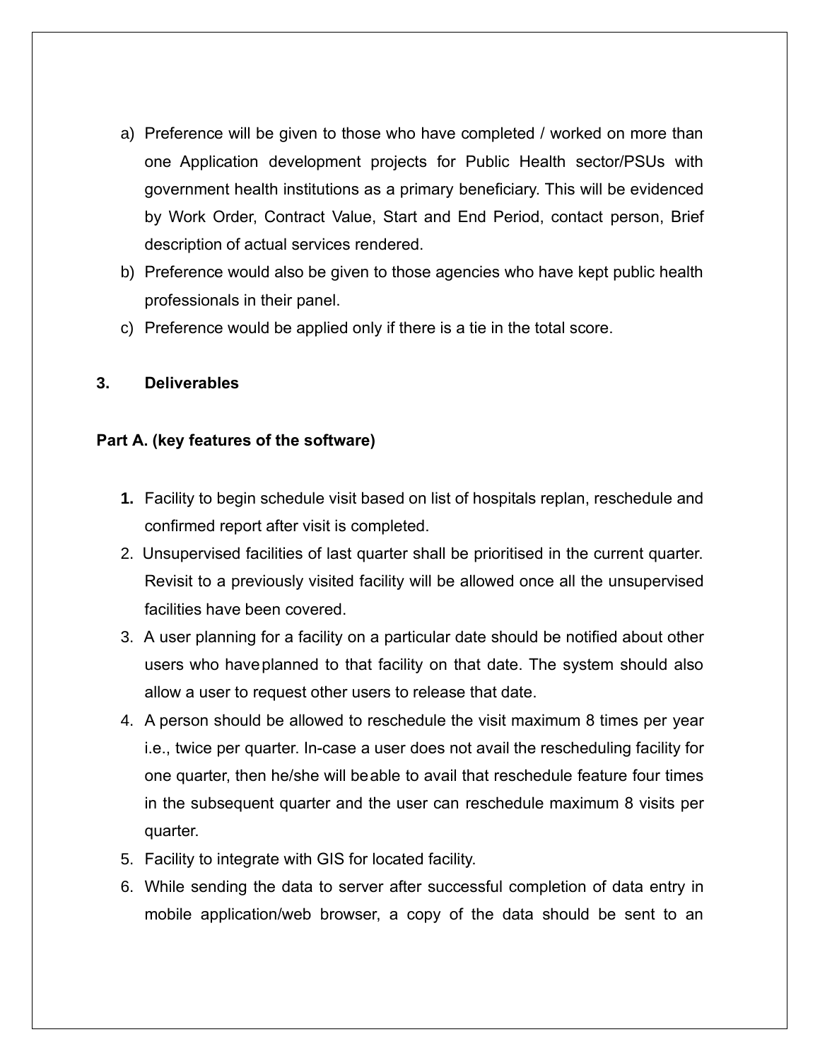a) Preference will be given to those who have completed / worked on more than one Application development projects for Public Health sector/PSUs with government health institutions as a primary beneficiary. This will be evidenced by Work Order, Contract Value, Start and End Period, contact person, Brief description of actual services rendered.
b) Preference would also be given to those agencies who have kept public health professionals in their panel.
c) Preference would be applied only if there is a tie in the total score.

**3. Deliverables**

**Part A. (key features of the software)**

1. Facility to begin schedule visit based on list of hospitals replan, reschedule and confirmed report after visit is completed.
2. Unsupervised facilities of last quarter shall be prioritised in the current quarter. Revisit to a previously visited facility will be allowed once all the unsupervised facilities have been covered.
3. A user planning for a facility on a particular date should be notified about other users who have planned to that facility on that date. The system should also allow a user to request other users to release that date.
4. A person should be allowed to reschedule the visit maximum 8 times per year i.e., twice per quarter. In-case a user does not avail the rescheduling facility for one quarter, then he/she will be able to avail that reschedule feature four times in the subsequent quarter and the user can reschedule maximum 8 visits per quarter.
5. Facility to integrate with GIS for located facility.
6. While sending the data to server after successful completion of data entry in mobile application/web browser, a copy of the data should be sent to an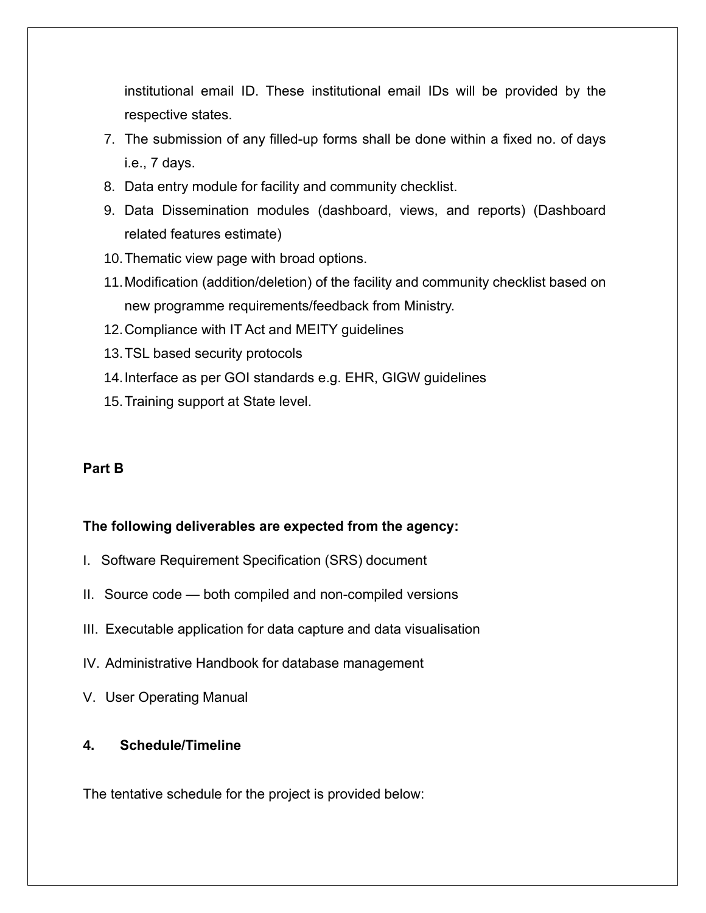institutional email ID. These institutional email IDs will be provided by the respective states.

7. The submission of any filled-up forms shall be done within a fixed no. of days i.e., 7 days.
8. Data entry module for facility and community checklist.
9. Data Dissemination modules (dashboard, views, and reports) (Dashboard related features estimate)
10. Thematic view page with broad options.
11. Modification (addition/deletion) of the facility and community checklist based on new programme requirements/feedback from Ministry.
12. Compliance with IT Act and MEITY guidelines
13. TSL based security protocols
14. Interface as per GOI standards e.g. EHR, GIGW guidelines
15. Training support at State level.

**Part B**

**The following deliverables are expected from the agency:**

I. Software Requirement Specification (SRS) document

II. Source code — both compiled and non-compiled versions

III. Executable application for data capture and data visualisation

IV. Administrative Handbook for database management

V. User Operating Manual

## 4. Schedule/Timeline

The tentative schedule for the project is provided below: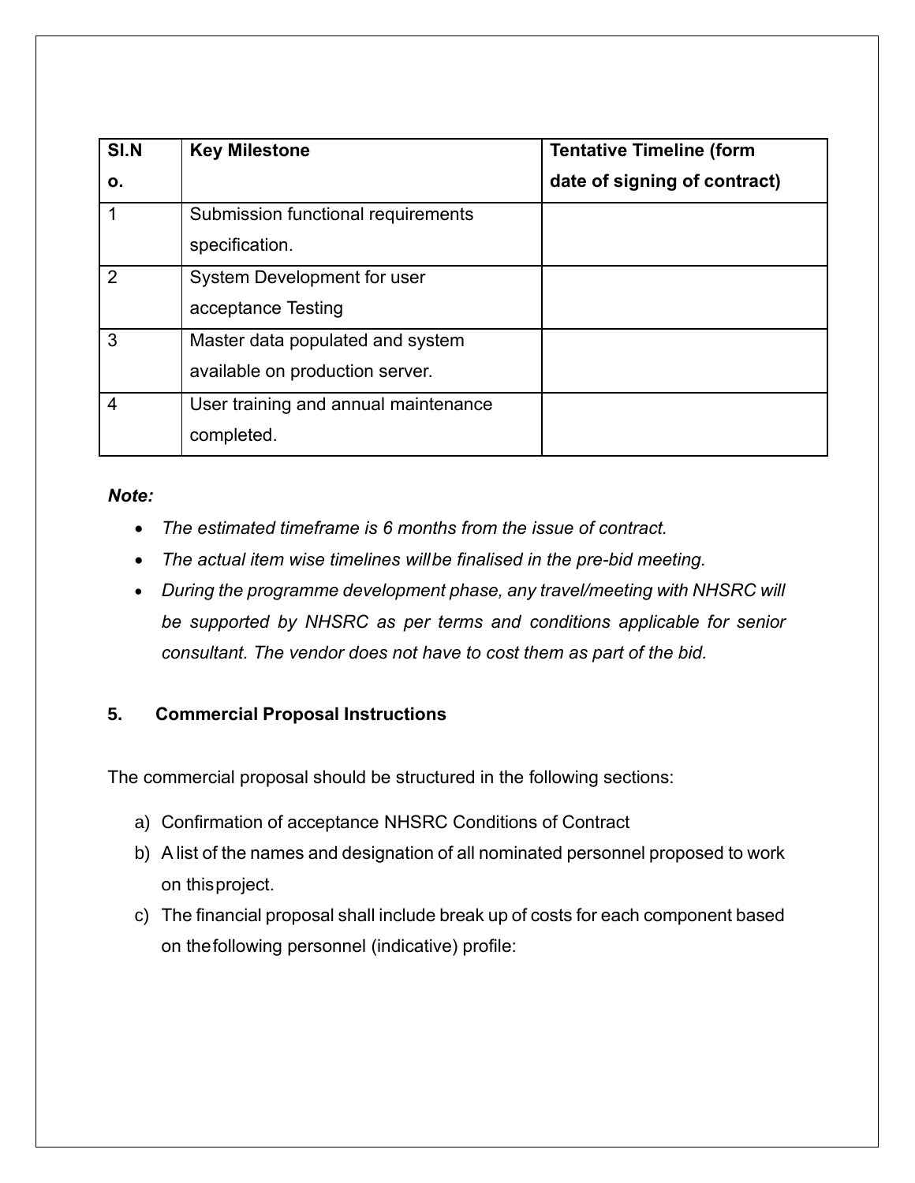| Sl.No. | Key Milestone | Tentative Timeline (form date of signing of contract) |
| --- | --- | --- |
| 1 | Submission functional requirements specification. | |
| 2 | System Development for user acceptance Testing | |
| 3 | Master data populated and system available on production server. | |
| 4 | User training and annual maintenance completed. | |

***Note:***

- *The estimated timeframe is 6 months from the issue of contract.*
- *The actual item wise timelines willbe finalised in the pre-bid meeting.*
- *During the programme development phase, any travel/meeting with NHSRC will be supported by NHSRC as per terms and conditions applicable for senior consultant. The vendor does not have to cost them as part of the bid.*

## 5. Commercial Proposal Instructions

The commercial proposal should be structured in the following sections:

a) Confirmation of acceptance NHSRC Conditions of Contract
b) A list of the names and designation of all nominated personnel proposed to work on thisproject.
c) The financial proposal shall include break up of costs for each component based on thefollowing personnel (indicative) profile: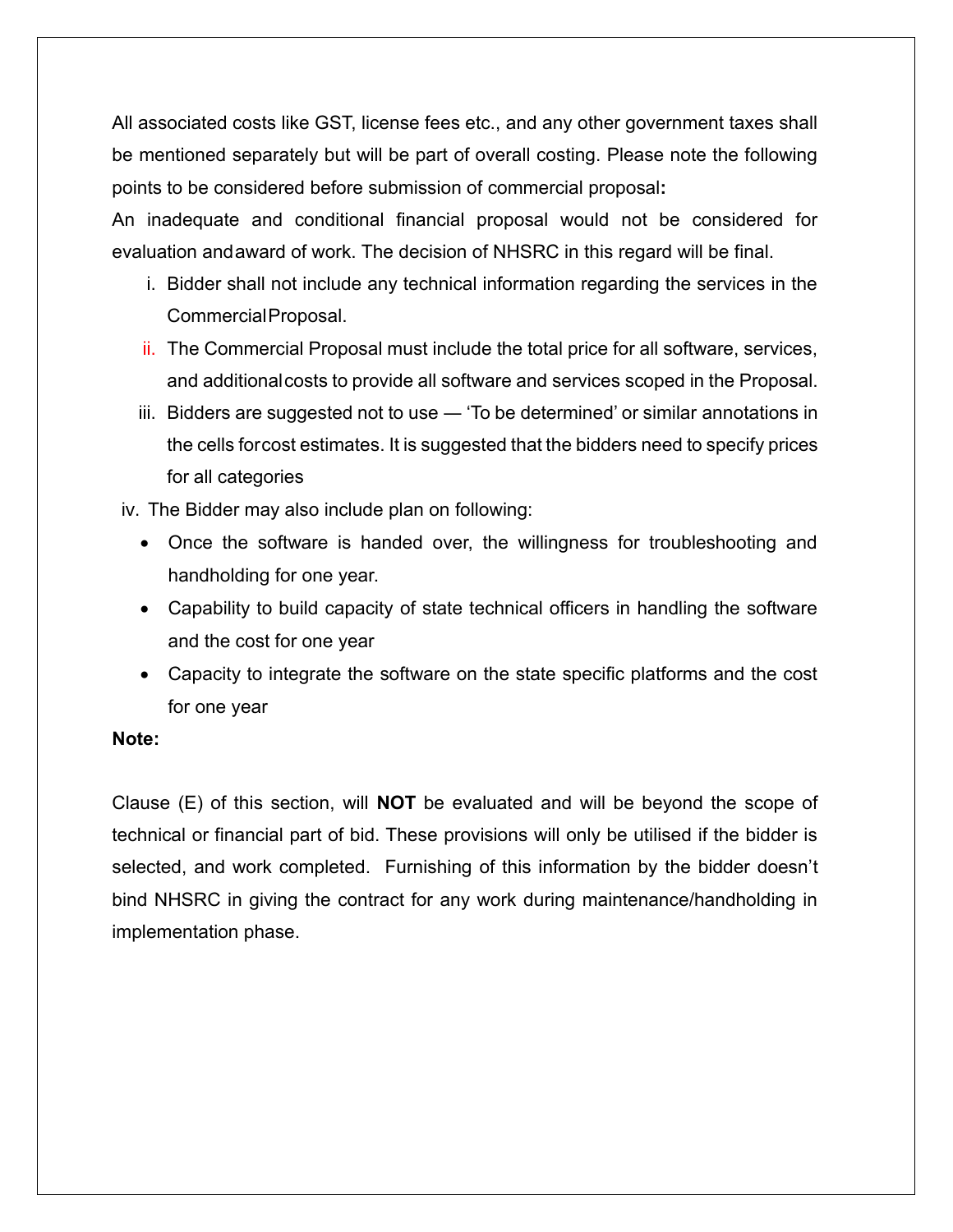All associated costs like GST, license fees etc., and any other government taxes shall be mentioned separately but will be part of overall costing. Please note the following points to be considered before submission of commercial proposal**:**

An inadequate and conditional financial proposal would not be considered for evaluation and award of work. The decision of NHSRC in this regard will be final.

i. Bidder shall not include any technical information regarding the services in the Commercial Proposal.
ii. The Commercial Proposal must include the total price for all software, services, and additional costs to provide all software and services scoped in the Proposal.
iii. Bidders are suggested not to use — 'To be determined' or similar annotations in the cells for cost estimates. It is suggested that the bidders need to specify prices for all categories
iv. The Bidder may also include plan on following:
   - Once the software is handed over, the willingness for troubleshooting and handholding for one year.
   - Capability to build capacity of state technical officers in handling the software and the cost for one year
   - Capacity to integrate the software on the state specific platforms and the cost for one year

**Note:**

Clause (E) of this section, will **NOT** be evaluated and will be beyond the scope of technical or financial part of bid. These provisions will only be utilised if the bidder is selected, and work completed. Furnishing of this information by the bidder doesn't bind NHSRC in giving the contract for any work during maintenance/handholding in implementation phase.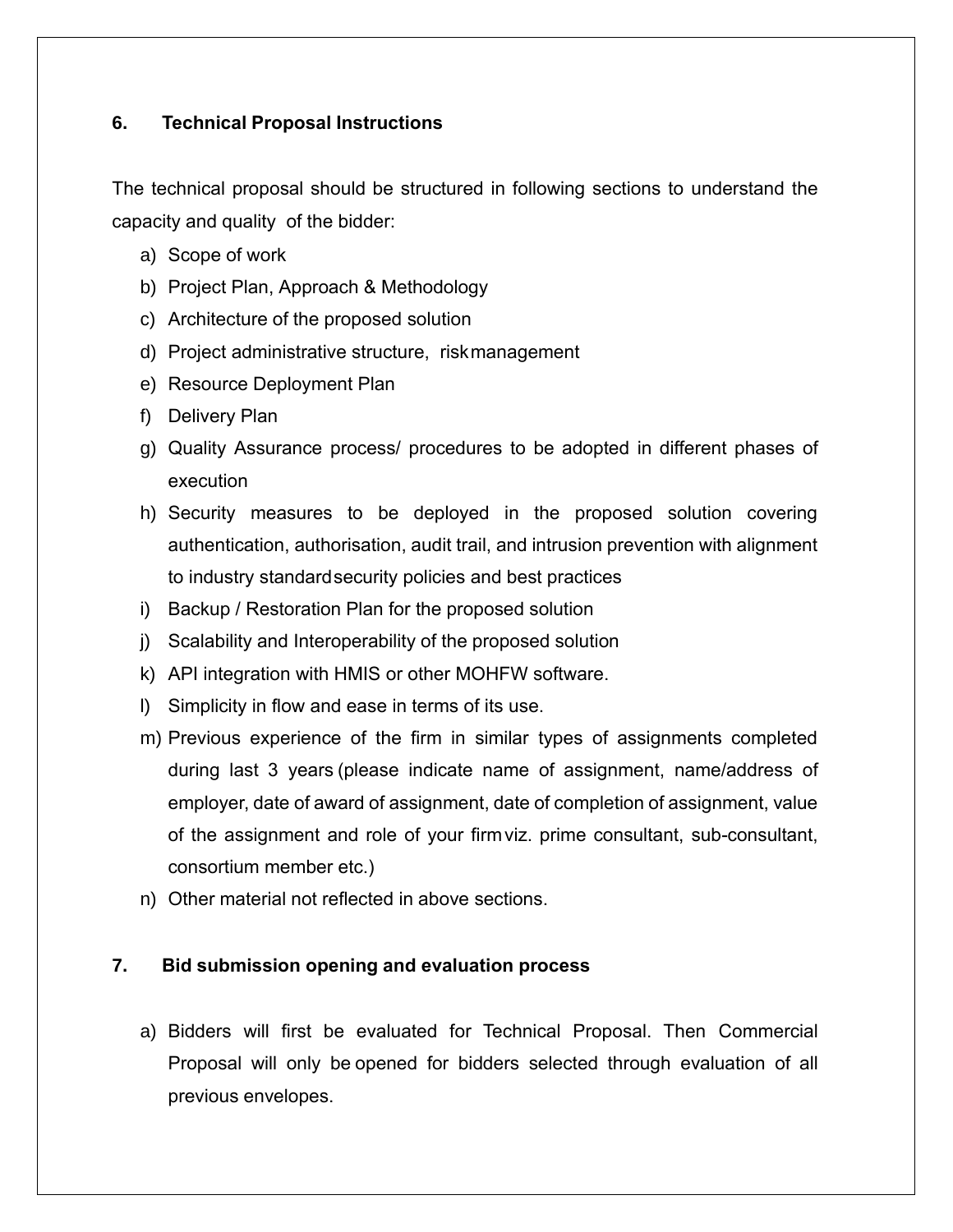## 6. Technical Proposal Instructions

The technical proposal should be structured in following sections to understand the capacity and quality of the bidder:

a) Scope of work
b) Project Plan, Approach & Methodology
c) Architecture of the proposed solution
d) Project administrative structure, risk management
e) Resource Deployment Plan
f) Delivery Plan
g) Quality Assurance process/ procedures to be adopted in different phases of execution
h) Security measures to be deployed in the proposed solution covering authentication, authorisation, audit trail, and intrusion prevention with alignment to industry standard security policies and best practices
i) Backup / Restoration Plan for the proposed solution
j) Scalability and Interoperability of the proposed solution
k) API integration with HMIS or other MOHFW software.
l) Simplicity in flow and ease in terms of its use.
m) Previous experience of the firm in similar types of assignments completed during last 3 years (please indicate name of assignment, name/address of employer, date of award of assignment, date of completion of assignment, value of the assignment and role of your firm viz. prime consultant, sub-consultant, consortium member etc.)
n) Other material not reflected in above sections.

## 7. Bid submission opening and evaluation process

a) Bidders will first be evaluated for Technical Proposal. Then Commercial Proposal will only be opened for bidders selected through evaluation of all previous envelopes.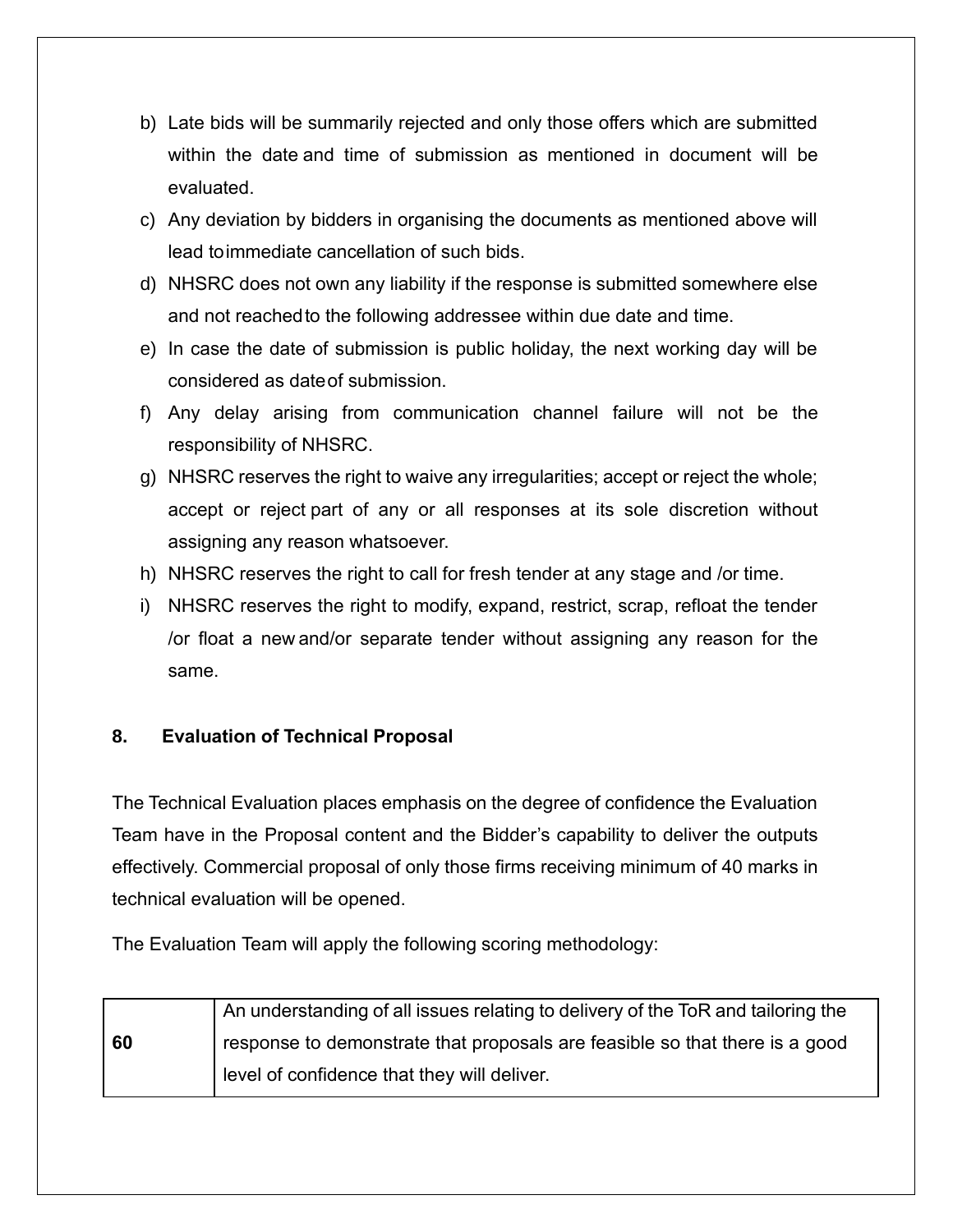b) Late bids will be summarily rejected and only those offers which are submitted within the date and time of submission as mentioned in document will be evaluated.

c) Any deviation by bidders in organising the documents as mentioned above will lead to immediate cancellation of such bids.

d) NHSRC does not own any liability if the response is submitted somewhere else and not reached to the following addressee within due date and time.

e) In case the date of submission is public holiday, the next working day will be considered as date of submission.

f) Any delay arising from communication channel failure will not be the responsibility of NHSRC.

g) NHSRC reserves the right to waive any irregularities; accept or reject the whole; accept or reject part of any or all responses at its sole discretion without assigning any reason whatsoever.

h) NHSRC reserves the right to call for fresh tender at any stage and /or time.

i) NHSRC reserves the right to modify, expand, restrict, scrap, refloat the tender /or float a new and/or separate tender without assigning any reason for the same.

## 8. Evaluation of Technical Proposal

The Technical Evaluation places emphasis on the degree of confidence the Evaluation Team have in the Proposal content and the Bidder's capability to deliver the outputs effectively. Commercial proposal of only those firms receiving minimum of 40 marks in technical evaluation will be opened.

The Evaluation Team will apply the following scoring methodology:

| | |
|---|---|
| **60** | An understanding of all issues relating to delivery of the ToR and tailoring the response to demonstrate that proposals are feasible so that there is a good level of confidence that they will deliver. |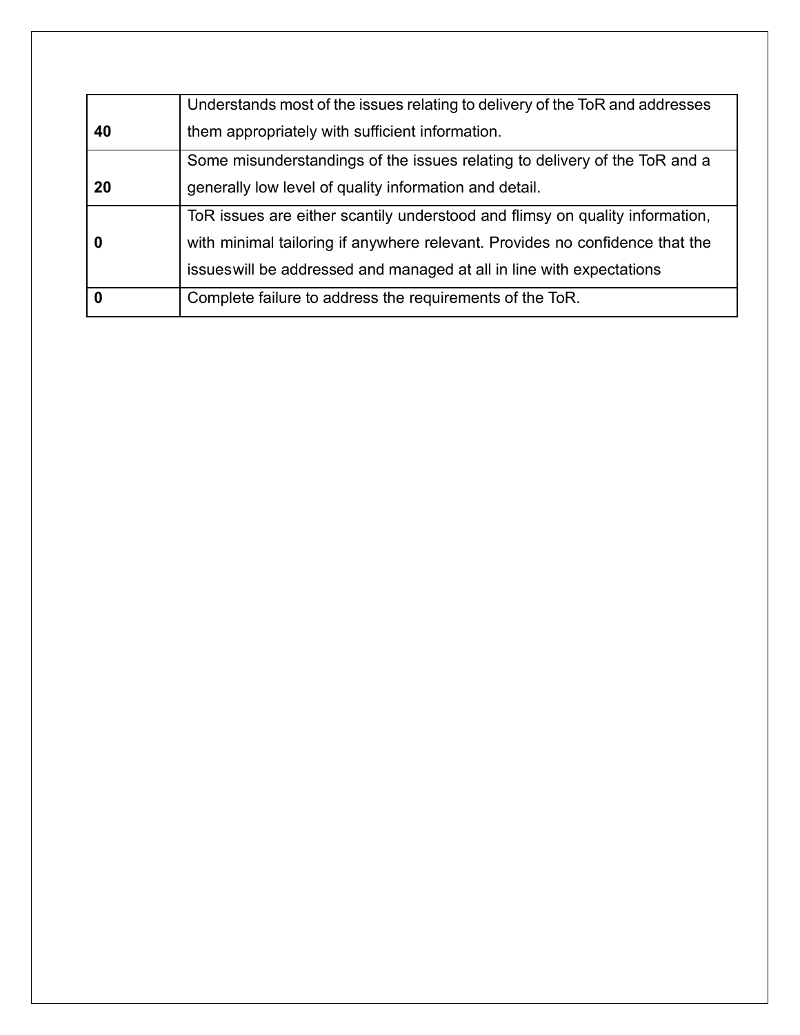| | |
|---|---|
| **40** | Understands most of the issues relating to delivery of the ToR and addresses them appropriately with sufficient information. |
| **20** | Some misunderstandings of the issues relating to delivery of the ToR and a generally low level of quality information and detail. |
| **0** | ToR issues are either scantily understood and flimsy on quality information, with minimal tailoring if anywhere relevant. Provides no confidence that the issueswill be addressed and managed at all in line with expectations |
| **0** | Complete failure to address the requirements of the ToR. |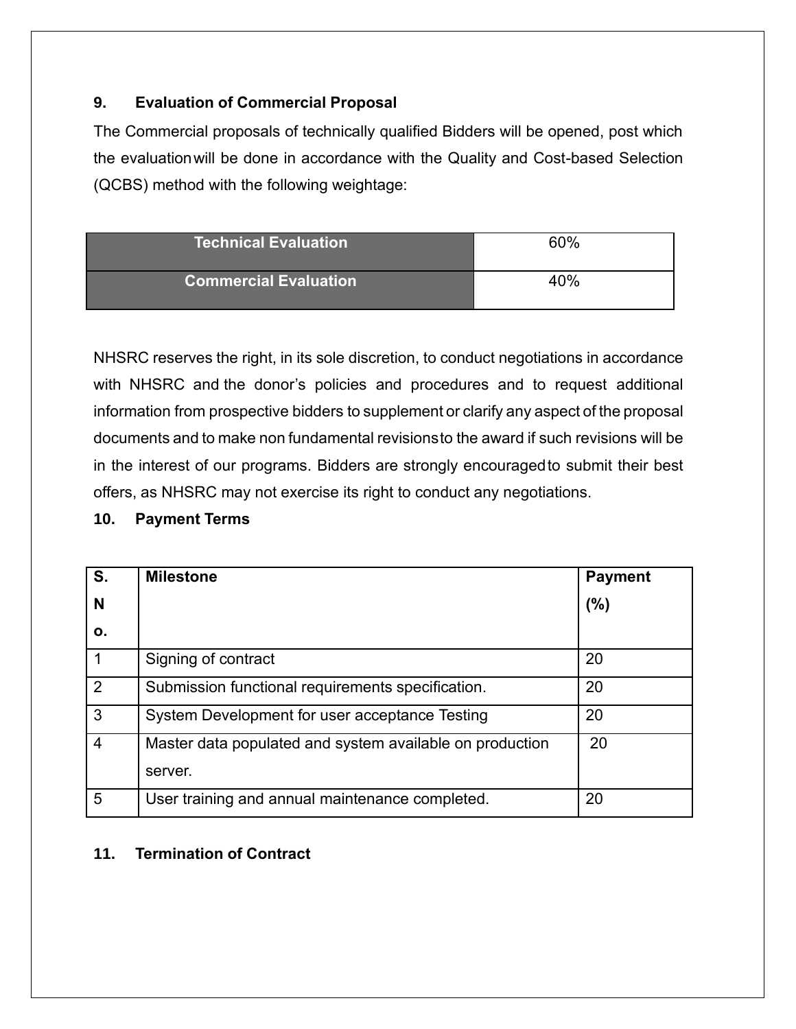## 9. Evaluation of Commercial Proposal

The Commercial proposals of technically qualified Bidders will be opened, post which the evaluation will be done in accordance with the Quality and Cost-based Selection (QCBS) method with the following weightage:

| Technical Evaluation | 60% |
|---|---|
| Commercial Evaluation | 40% |

NHSRC reserves the right, in its sole discretion, to conduct negotiations in accordance with NHSRC and the donor's policies and procedures and to request additional information from prospective bidders to supplement or clarify any aspect of the proposal documents and to make non fundamental revisions to the award if such revisions will be in the interest of our programs. Bidders are strongly encouraged to submit their best offers, as NHSRC may not exercise its right to conduct any negotiations.

## 10. Payment Terms

| S. No. | Milestone | Payment (%) |
|---|---|---|
| 1 | Signing of contract | 20 |
| 2 | Submission functional requirements specification. | 20 |
| 3 | System Development for user acceptance Testing | 20 |
| 4 | Master data populated and system available on production server. | 20 |
| 5 | User training and annual maintenance completed. | 20 |

## 11. Termination of Contract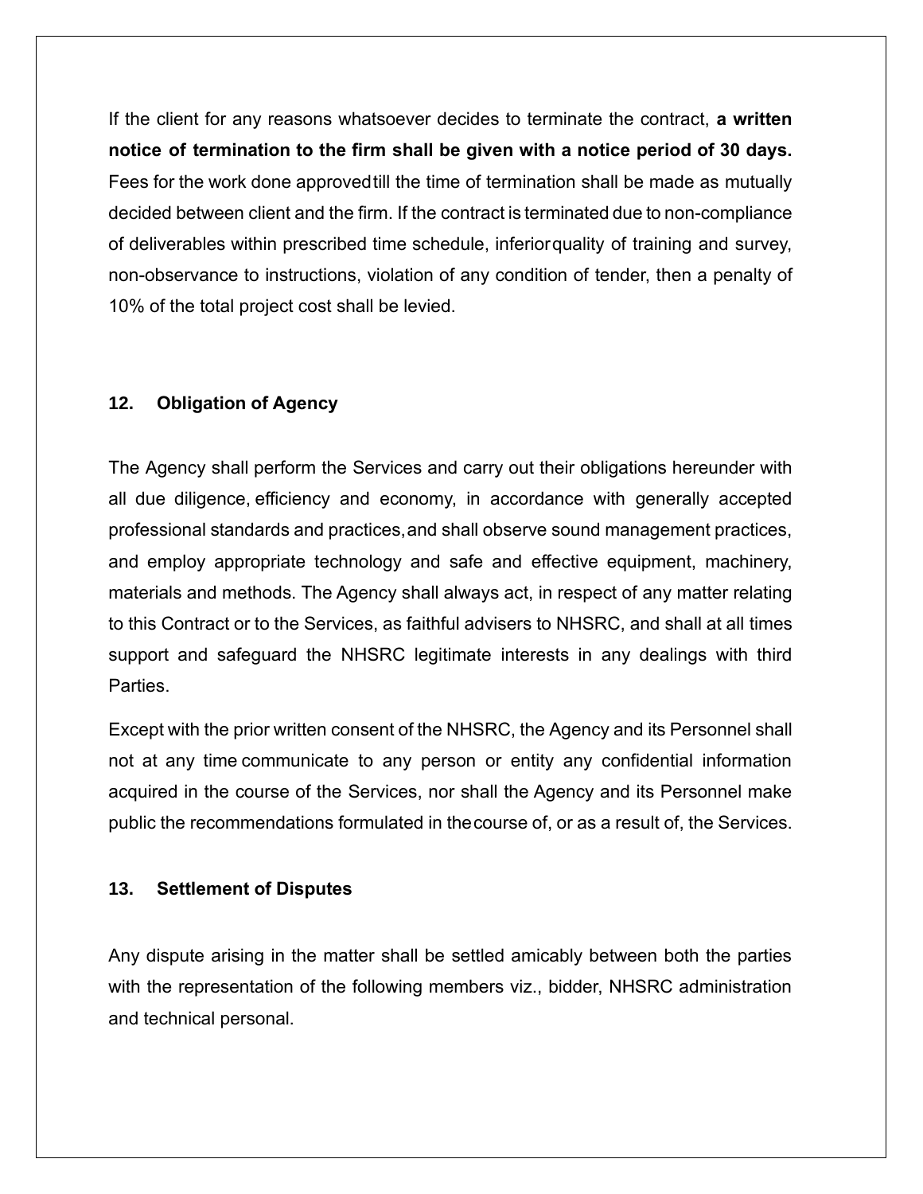If the client for any reasons whatsoever decides to terminate the contract, **a written notice of termination to the firm shall be given with a notice period of 30 days.** Fees for the work done approved till the time of termination shall be made as mutually decided between client and the firm. If the contract is terminated due to non-compliance of deliverables within prescribed time schedule, inferior quality of training and survey, non-observance to instructions, violation of any condition of tender, then a penalty of 10% of the total project cost shall be levied.

## 12. Obligation of Agency

The Agency shall perform the Services and carry out their obligations hereunder with all due diligence, efficiency and economy, in accordance with generally accepted professional standards and practices, and shall observe sound management practices, and employ appropriate technology and safe and effective equipment, machinery, materials and methods. The Agency shall always act, in respect of any matter relating to this Contract or to the Services, as faithful advisers to NHSRC, and shall at all times support and safeguard the NHSRC legitimate interests in any dealings with third Parties.

Except with the prior written consent of the NHSRC, the Agency and its Personnel shall not at any time communicate to any person or entity any confidential information acquired in the course of the Services, nor shall the Agency and its Personnel make public the recommendations formulated in the course of, or as a result of, the Services.

## 13. Settlement of Disputes

Any dispute arising in the matter shall be settled amicably between both the parties with the representation of the following members viz., bidder, NHSRC administration and technical personal.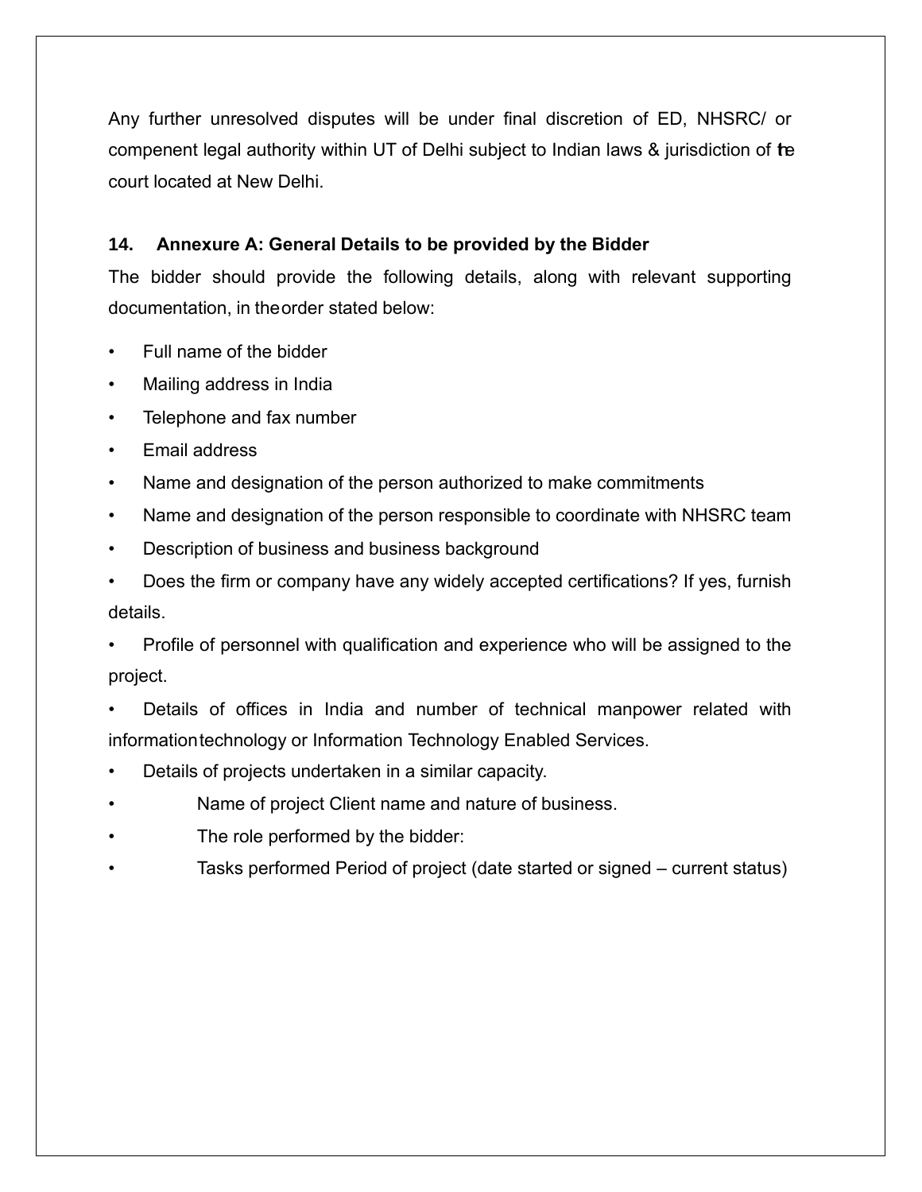Any further unresolved disputes will be under final discretion of ED, NHSRC/ or compenent legal authority within UT of Delhi subject to Indian laws & jurisdiction of the court located at New Delhi.

## 14. Annexure A: General Details to be provided by the Bidder

The bidder should provide the following details, along with relevant supporting documentation, in the order stated below:

- Full name of the bidder
- Mailing address in India
- Telephone and fax number
- Email address
- Name and designation of the person authorized to make commitments
- Name and designation of the person responsible to coordinate with NHSRC team
- Description of business and business background
- Does the firm or company have any widely accepted certifications? If yes, furnish details.
- Profile of personnel with qualification and experience who will be assigned to the project.
- Details of offices in India and number of technical manpower related with information technology or Information Technology Enabled Services.
- Details of projects undertaken in a similar capacity.
    - Name of project Client name and nature of business.
    - The role performed by the bidder:
    - Tasks performed Period of project (date started or signed – current status)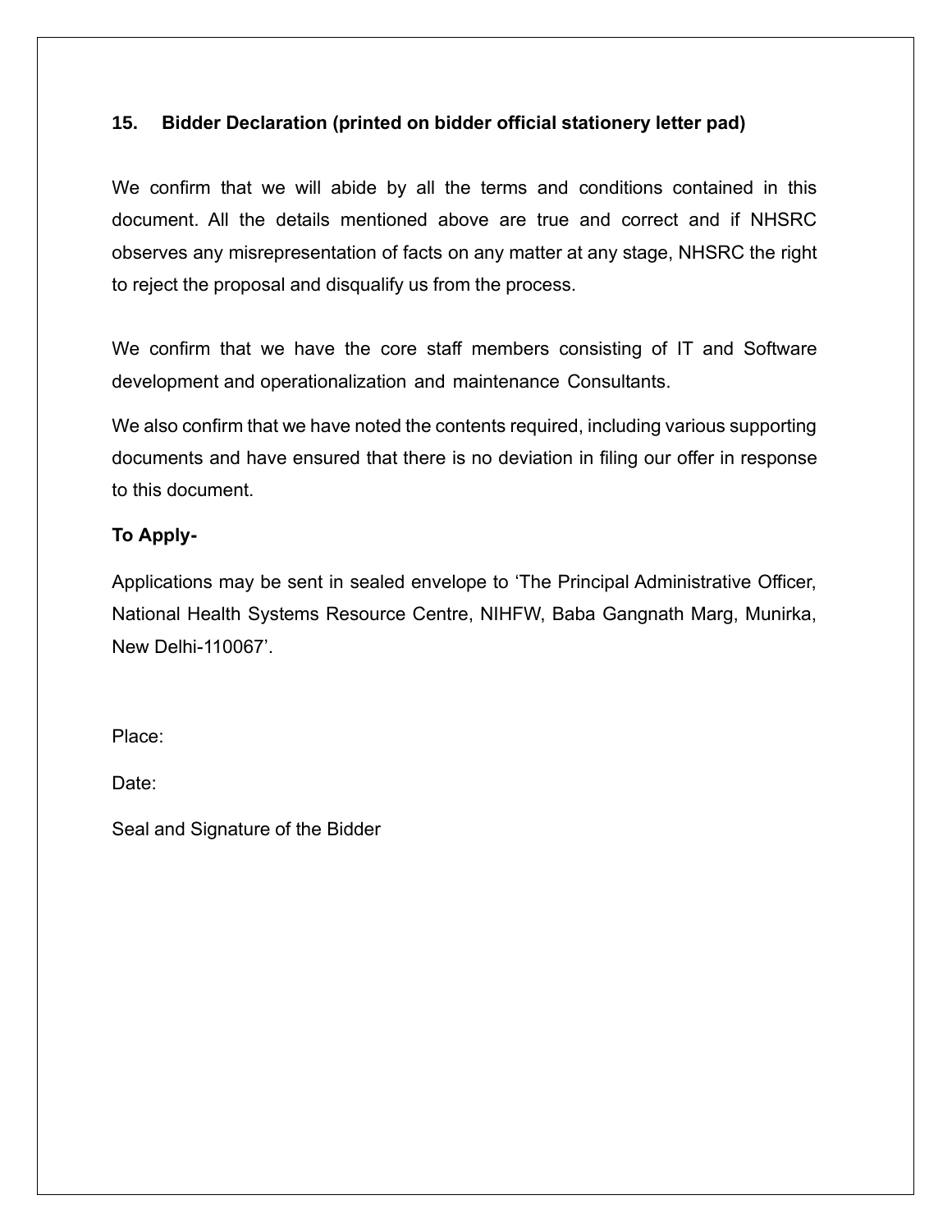## 15. Bidder Declaration (printed on bidder official stationery letter pad)

We confirm that we will abide by all the terms and conditions contained in this document. All the details mentioned above are true and correct and if NHSRC observes any misrepresentation of facts on any matter at any stage, NHSRC the right to reject the proposal and disqualify us from the process.

We confirm that we have the core staff members consisting of IT and Software development and operationalization and maintenance Consultants.

We also confirm that we have noted the contents required, including various supporting documents and have ensured that there is no deviation in filing our offer in response to this document.

**To Apply-**

Applications may be sent in sealed envelope to 'The Principal Administrative Officer, National Health Systems Resource Centre, NIHFW, Baba Gangnath Marg, Munirka, New Delhi-110067'.

Place:

Date:

Seal and Signature of the Bidder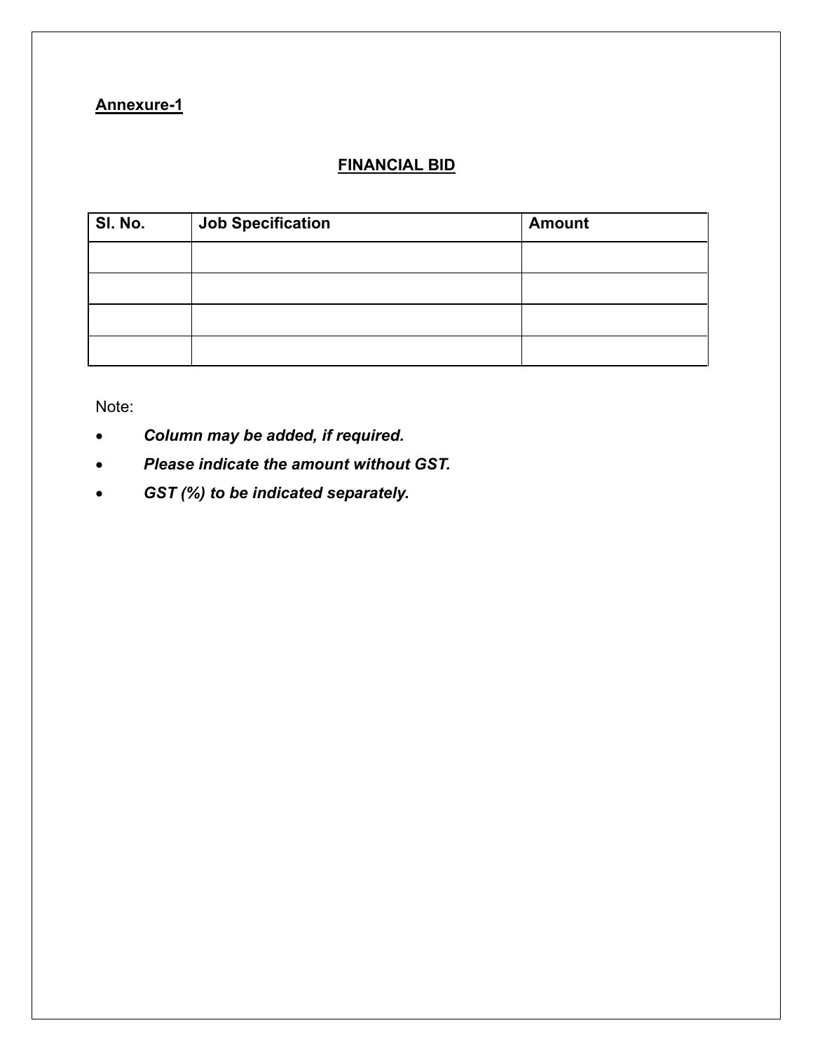**Annexure-1**

## FINANCIAL BID

| Sl. No. | Job Specification | Amount |
|---|---|---|
| | | |
| | | |
| | | |
| | | |

Note:

- ***Column may be added, if required.***
- ***Please indicate the amount without GST.***
- ***GST (%) to be indicated separately.***